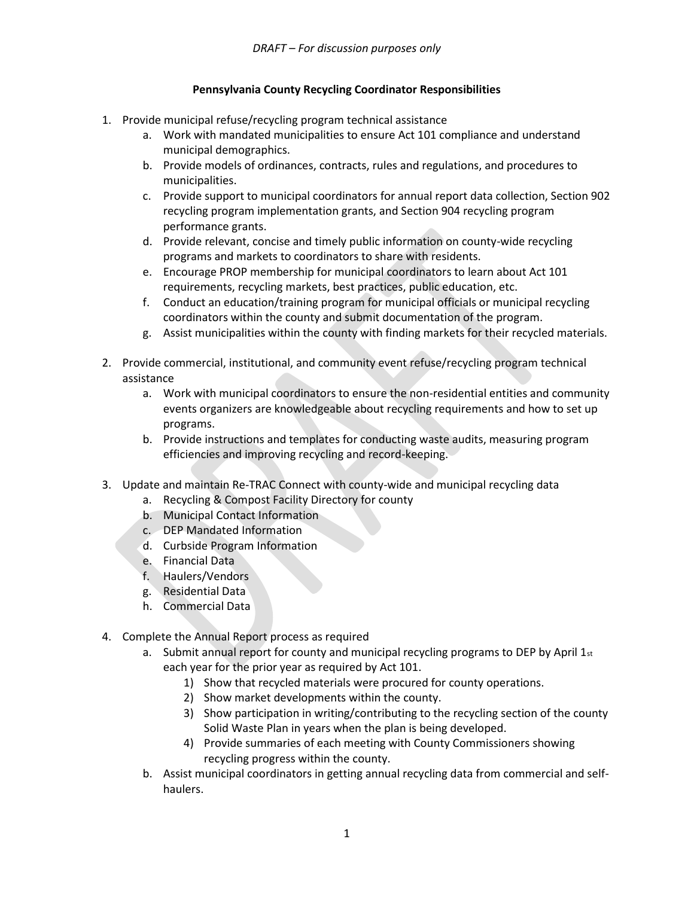*DRAFT – For discussion purposes only*

**Pennsylvania County Recycling Coordinator Responsibilities**

1. Provide municipal refuse/recycling program technical assistance
   a. Work with mandated municipalities to ensure Act 101 compliance and understand municipal demographics.
   b. Provide models of ordinances, contracts, rules and regulations, and procedures to municipalities.
   c. Provide support to municipal coordinators for annual report data collection, Section 902 recycling program implementation grants, and Section 904 recycling program performance grants.
   d. Provide relevant, concise and timely public information on county-wide recycling programs and markets to coordinators to share with residents.
   e. Encourage PROP membership for municipal coordinators to learn about Act 101 requirements, recycling markets, best practices, public education, etc.
   f. Conduct an education/training program for municipal officials or municipal recycling coordinators within the county and submit documentation of the program.
   g. Assist municipalities within the county with finding markets for their recycled materials.

2. Provide commercial, institutional, and community event refuse/recycling program technical assistance
   a. Work with municipal coordinators to ensure the non-residential entities and community events organizers are knowledgeable about recycling requirements and how to set up programs.
   b. Provide instructions and templates for conducting waste audits, measuring program efficiencies and improving recycling and record-keeping.

3. Update and maintain Re-TRAC Connect with county-wide and municipal recycling data
   a. Recycling & Compost Facility Directory for county
   b. Municipal Contact Information
   c. DEP Mandated Information
   d. Curbside Program Information
   e. Financial Data
   f. Haulers/Vendors
   g. Residential Data
   h. Commercial Data

4. Complete the Annual Report process as required
   a. Submit annual report for county and municipal recycling programs to DEP by April 1st each year for the prior year as required by Act 101.
      1) Show that recycled materials were procured for county operations.
      2) Show market developments within the county.
      3) Show participation in writing/contributing to the recycling section of the county Solid Waste Plan in years when the plan is being developed.
      4) Provide summaries of each meeting with County Commissioners showing recycling progress within the county.
   b. Assist municipal coordinators in getting annual recycling data from commercial and self-haulers.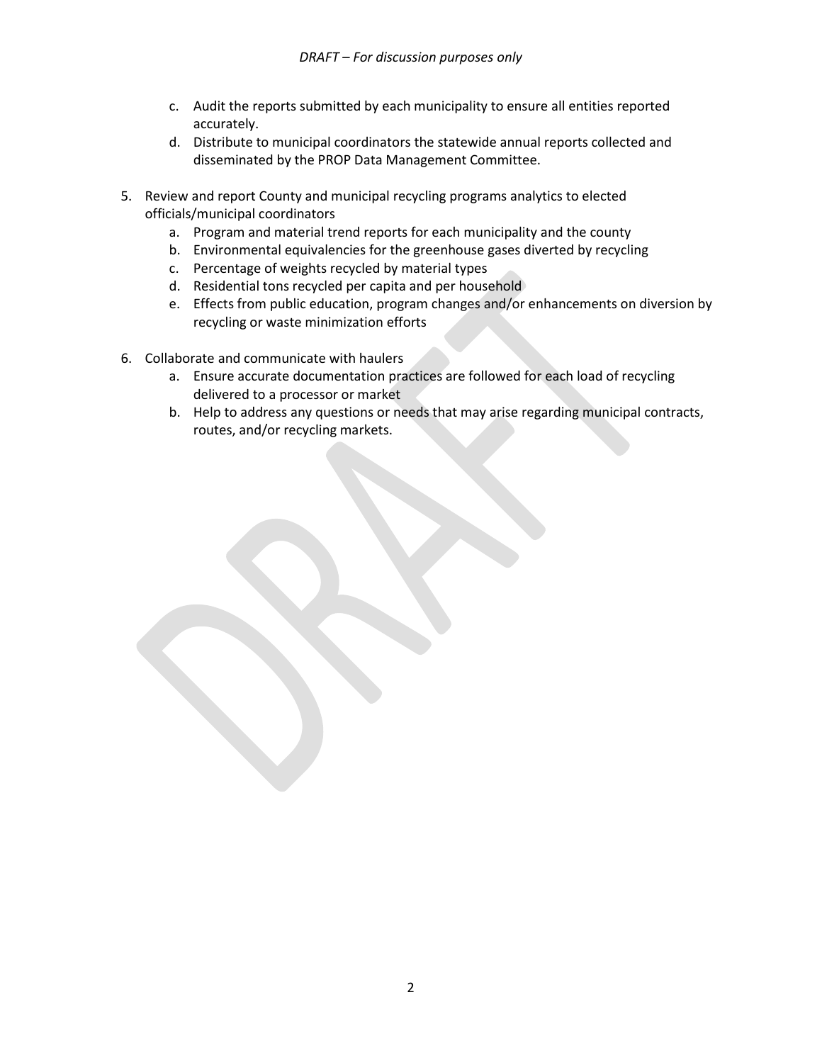c. Audit the reports submitted by each municipality to ensure all entities reported accurately.
d. Distribute to municipal coordinators the statewide annual reports collected and disseminated by the PROP Data Management Committee.

5. Review and report County and municipal recycling programs analytics to elected officials/municipal coordinators
   a. Program and material trend reports for each municipality and the county
   b. Environmental equivalencies for the greenhouse gases diverted by recycling
   c. Percentage of weights recycled by material types
   d. Residential tons recycled per capita and per household
   e. Effects from public education, program changes and/or enhancements on diversion by recycling or waste minimization efforts

6. Collaborate and communicate with haulers
   a. Ensure accurate documentation practices are followed for each load of recycling delivered to a processor or market
   b. Help to address any questions or needs that may arise regarding municipal contracts, routes, and/or recycling markets.